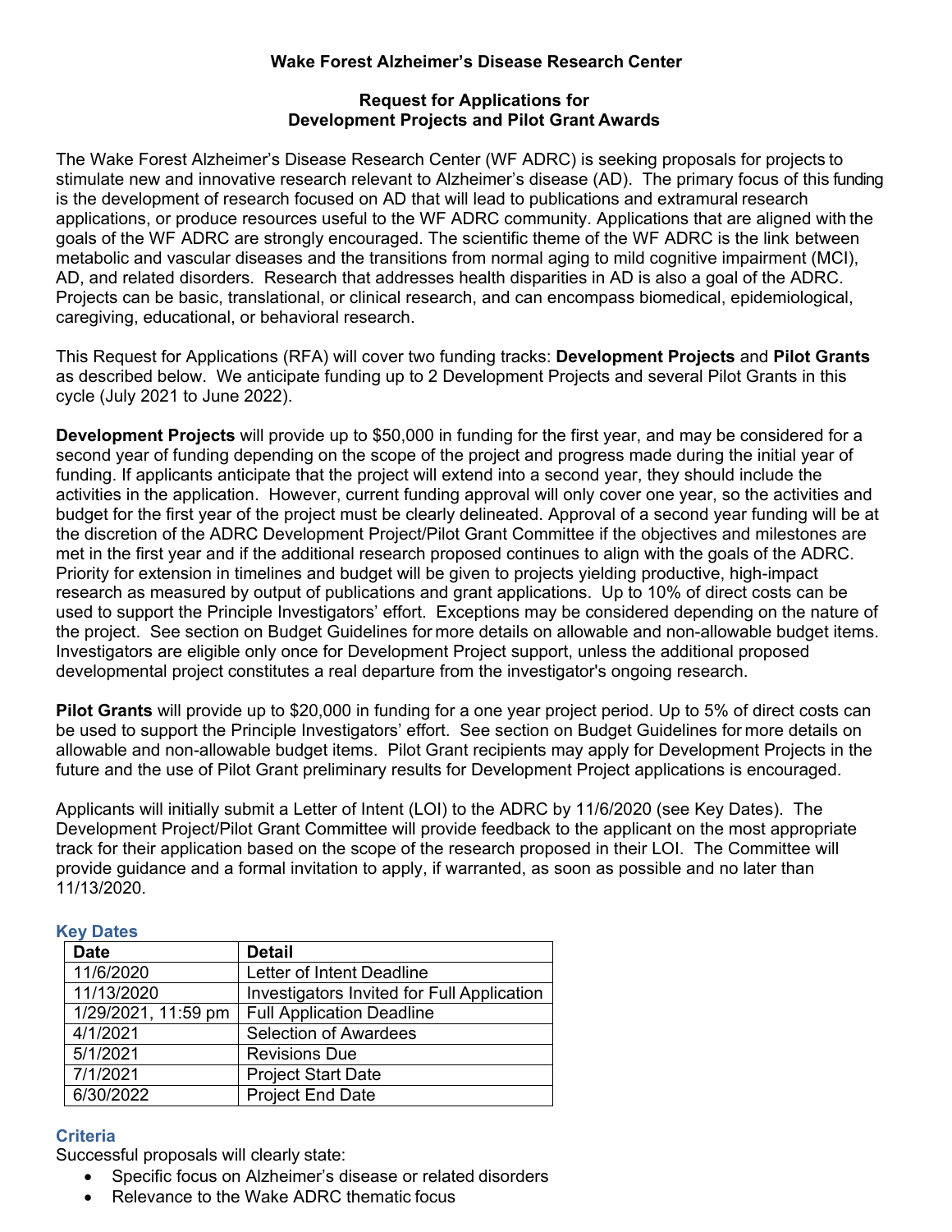# Wake Forest Alzheimer's Disease Research Center

## Request for Applications for Development Projects and Pilot Grant Awards

The Wake Forest Alzheimer's Disease Research Center (WF ADRC) is seeking proposals for projects to stimulate new and innovative research relevant to Alzheimer's disease (AD). The primary focus of this funding is the development of research focused on AD that will lead to publications and extramural research applications, or produce resources useful to the WF ADRC community. Applications that are aligned with the goals of the WF ADRC are strongly encouraged. The scientific theme of the WF ADRC is the link between metabolic and vascular diseases and the transitions from normal aging to mild cognitive impairment (MCI), AD, and related disorders. Research that addresses health disparities in AD is also a goal of the ADRC. Projects can be basic, translational, or clinical research, and can encompass biomedical, epidemiological, caregiving, educational, or behavioral research.

This Request for Applications (RFA) will cover two funding tracks: **Development Projects** and **Pilot Grants** as described below. We anticipate funding up to 2 Development Projects and several Pilot Grants in this cycle (July 2021 to June 2022).

**Development Projects** will provide up to $50,000 in funding for the first year, and may be considered for a second year of funding depending on the scope of the project and progress made during the initial year of funding. If applicants anticipate that the project will extend into a second year, they should include the activities in the application. However, current funding approval will only cover one year, so the activities and budget for the first year of the project must be clearly delineated. Approval of a second year funding will be at the discretion of the ADRC Development Project/Pilot Grant Committee if the objectives and milestones are met in the first year and if the additional research proposed continues to align with the goals of the ADRC. Priority for extension in timelines and budget will be given to projects yielding productive, high-impact research as measured by output of publications and grant applications. Up to 10% of direct costs can be used to support the Principle Investigators' effort. Exceptions may be considered depending on the nature of the project. See section on Budget Guidelines for more details on allowable and non-allowable budget items. Investigators are eligible only once for Development Project support, unless the additional proposed developmental project constitutes a real departure from the investigator's ongoing research.

**Pilot Grants** will provide up to $20,000 in funding for a one year project period. Up to 5% of direct costs can be used to support the Principle Investigators' effort. See section on Budget Guidelines for more details on allowable and non-allowable budget items. Pilot Grant recipients may apply for Development Projects in the future and the use of Pilot Grant preliminary results for Development Project applications is encouraged.

Applicants will initially submit a Letter of Intent (LOI) to the ADRC by 11/6/2020 (see Key Dates). The Development Project/Pilot Grant Committee will provide feedback to the applicant on the most appropriate track for their application based on the scope of the research proposed in their LOI. The Committee will provide guidance and a formal invitation to apply, if warranted, as soon as possible and no later than 11/13/2020.

### Key Dates

| Date | Detail |
|---|---|
| 11/6/2020 | Letter of Intent Deadline |
| 11/13/2020 | Investigators Invited for Full Application |
| 1/29/2021, 11:59 pm | Full Application Deadline |
| 4/1/2021 | Selection of Awardees |
| 5/1/2021 | Revisions Due |
| 7/1/2021 | Project Start Date |
| 6/30/2022 | Project End Date |

### Criteria

Successful proposals will clearly state:

- Specific focus on Alzheimer's disease or related disorders
- Relevance to the Wake ADRC thematic focus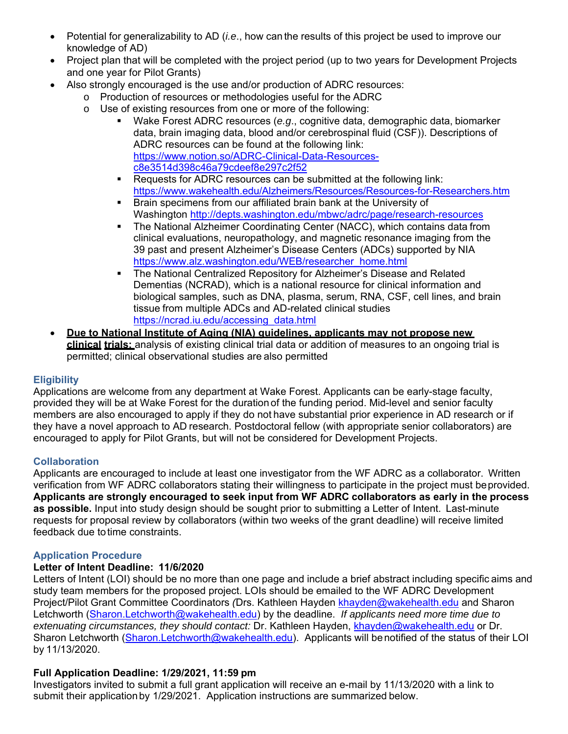- Potential for generalizability to AD (*i.e.*, how can the results of this project be used to improve our knowledge of AD)
- Project plan that will be completed with the project period (up to two years for Development Projects and one year for Pilot Grants)
- Also strongly encouraged is the use and/or production of ADRC resources:
  - Production of resources or methodologies useful for the ADRC
  - Use of existing resources from one or more of the following:
    - Wake Forest ADRC resources (*e.g*., cognitive data, demographic data, biomarker data, brain imaging data, blood and/or cerebrospinal fluid (CSF)). Descriptions of ADRC resources can be found at the following link: https://www.notion.so/ADRC-Clinical-Data-Resources-c8e3514d398c46a79cdeef8e297c2f52
    - Requests for ADRC resources can be submitted at the following link: https://www.wakehealth.edu/Alzheimers/Resources/Resources-for-Researchers.htm
    - Brain specimens from our affiliated brain bank at the University of Washington http://depts.washington.edu/mbwc/adrc/page/research-resources
    - The National Alzheimer Coordinating Center (NACC), which contains data from clinical evaluations, neuropathology, and magnetic resonance imaging from the 39 past and present Alzheimer's Disease Centers (ADCs) supported by NIA https://www.alz.washington.edu/WEB/researcher_home.html
    - The National Centralized Repository for Alzheimer's Disease and Related Dementias (NCRAD), which is a national resource for clinical information and biological samples, such as DNA, plasma, serum, RNA, CSF, cell lines, and brain tissue from multiple ADCs and AD-related clinical studies https://ncrad.iu.edu/accessing_data.html
- **Due to National Institute of Aging (NIA) guidelines, applicants may not propose new clinical trials;** analysis of existing clinical trial data or addition of measures to an ongoing trial is permitted; clinical observational studies are also permitted

## Eligibility

Applications are welcome from any department at Wake Forest. Applicants can be early-stage faculty, provided they will be at Wake Forest for the duration of the funding period. Mid-level and senior faculty members are also encouraged to apply if they do not have substantial prior experience in AD research or if they have a novel approach to AD research. Postdoctoral fellow (with appropriate senior collaborators) are encouraged to apply for Pilot Grants, but will not be considered for Development Projects.

## Collaboration

Applicants are encouraged to include at least one investigator from the WF ADRC as a collaborator. Written verification from WF ADRC collaborators stating their willingness to participate in the project must be provided. **Applicants are strongly encouraged to seek input from WF ADRC collaborators as early in the process as possible.** Input into study design should be sought prior to submitting a Letter of Intent. Last-minute requests for proposal review by collaborators (within two weeks of the grant deadline) will receive limited feedback due to time constraints.

## Application Procedure

**Letter of Intent Deadline: 11/6/2020**

Letters of Intent (LOI) should be no more than one page and include a brief abstract including specific aims and study team members for the proposed project. LOIs should be emailed to the WF ADRC Development Project/Pilot Grant Committee Coordinators (Drs. Kathleen Hayden khayden@wakehealth.edu and Sharon Letchworth (Sharon.Letchworth@wakehealth.edu) by the deadline. *If applicants need more time due to extenuating circumstances, they should contact:* Dr. Kathleen Hayden, khayden@wakehealth.edu or Dr. Sharon Letchworth (Sharon.Letchworth@wakehealth.edu). Applicants will be notified of the status of their LOI by 11/13/2020.

**Full Application Deadline: 1/29/2021, 11:59 pm**

Investigators invited to submit a full grant application will receive an e-mail by 11/13/2020 with a link to submit their application by 1/29/2021. Application instructions are summarized below.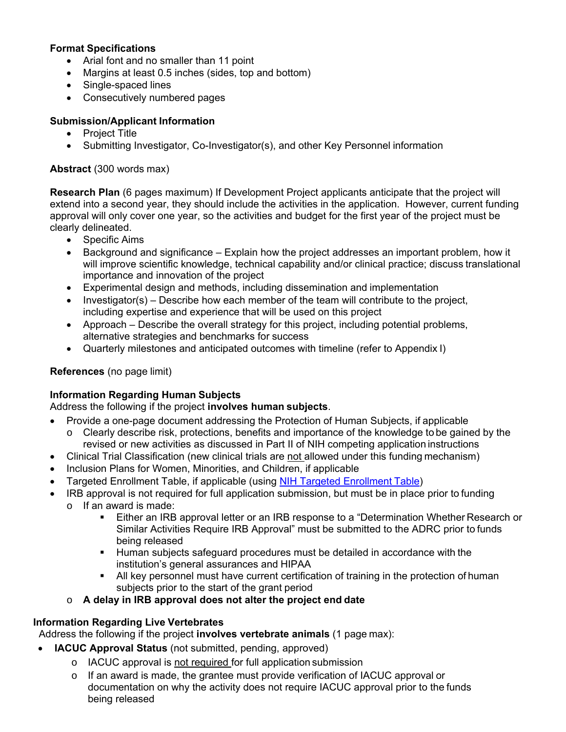**Format Specifications**

- Arial font and no smaller than 11 point
- Margins at least 0.5 inches (sides, top and bottom)
- Single-spaced lines
- Consecutively numbered pages

**Submission/Applicant Information**

- Project Title
- Submitting Investigator, Co-Investigator(s), and other Key Personnel information

**Abstract** (300 words max)

**Research Plan** (6 pages maximum) If Development Project applicants anticipate that the project will extend into a second year, they should include the activities in the application. However, current funding approval will only cover one year, so the activities and budget for the first year of the project must be clearly delineated.

- Specific Aims
- Background and significance – Explain how the project addresses an important problem, how it will improve scientific knowledge, technical capability and/or clinical practice; discuss translational importance and innovation of the project
- Experimental design and methods, including dissemination and implementation
- Investigator(s) – Describe how each member of the team will contribute to the project, including expertise and experience that will be used on this project
- Approach – Describe the overall strategy for this project, including potential problems, alternative strategies and benchmarks for success
- Quarterly milestones and anticipated outcomes with timeline (refer to Appendix I)

**References** (no page limit)

**Information Regarding Human Subjects**

Address the following if the project **involves human subjects**.

- Provide a one-page document addressing the Protection of Human Subjects, if applicable
  - Clearly describe risk, protections, benefits and importance of the knowledge to be gained by the revised or new activities as discussed in Part II of NIH competing application instructions
- Clinical Trial Classification (new clinical trials are <u>not</u> allowed under this funding mechanism)
- Inclusion Plans for Women, Minorities, and Children, if applicable
- Targeted Enrollment Table, if applicable (using [NIH Targeted Enrollment Table](NIH Targeted Enrollment Table))
- IRB approval is not required for full application submission, but must be in place prior to funding
  - If an award is made:
    - Either an IRB approval letter or an IRB response to a "Determination Whether Research or Similar Activities Require IRB Approval" must be submitted to the ADRC prior to funds being released
    - Human subjects safeguard procedures must be detailed in accordance with the institution's general assurances and HIPAA
    - All key personnel must have current certification of training in the protection of human subjects prior to the start of the grant period
  - **A delay in IRB approval does not alter the project end date**

**Information Regarding Live Vertebrates**

Address the following if the project **involves vertebrate animals** (1 page max):

- **IACUC Approval Status** (not submitted, pending, approved)
  - IACUC approval is <u>not required</u> for full application submission
  - If an award is made, the grantee must provide verification of IACUC approval or documentation on why the activity does not require IACUC approval prior to the funds being released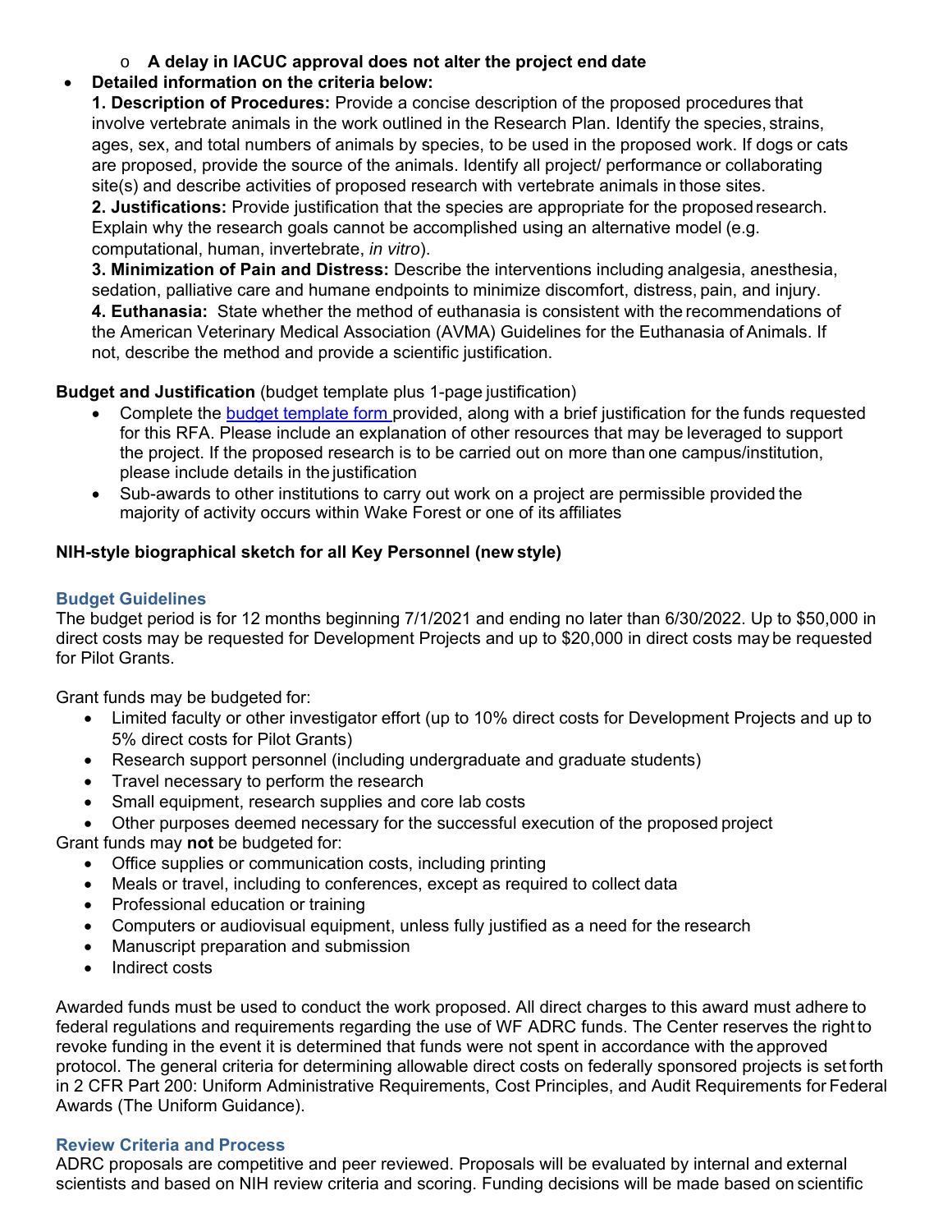- **A delay in IACUC approval does not alter the project end date**
- **Detailed information on the criteria below:**
  **1. Description of Procedures:** Provide a concise description of the proposed procedures that involve vertebrate animals in the work outlined in the Research Plan. Identify the species, strains, ages, sex, and total numbers of animals by species, to be used in the proposed work. If dogs or cats are proposed, provide the source of the animals. Identify all project/ performance or collaborating site(s) and describe activities of proposed research with vertebrate animals in those sites.
  **2. Justifications:** Provide justification that the species are appropriate for the proposed research. Explain why the research goals cannot be accomplished using an alternative model (e.g. computational, human, invertebrate, *in vitro*).
  **3. Minimization of Pain and Distress:** Describe the interventions including analgesia, anesthesia, sedation, palliative care and humane endpoints to minimize discomfort, distress, pain, and injury.
  **4. Euthanasia:** State whether the method of euthanasia is consistent with the recommendations of the American Veterinary Medical Association (AVMA) Guidelines for the Euthanasia of Animals. If not, describe the method and provide a scientific justification.

**Budget and Justification** (budget template plus 1-page justification)

- Complete the budget template form provided, along with a brief justification for the funds requested for this RFA. Please include an explanation of other resources that may be leveraged to support the project. If the proposed research is to be carried out on more than one campus/institution, please include details in the justification
- Sub-awards to other institutions to carry out work on a project are permissible provided the majority of activity occurs within Wake Forest or one of its affiliates

**NIH-style biographical sketch for all Key Personnel (new style)**

## Budget Guidelines

The budget period is for 12 months beginning 7/1/2021 and ending no later than 6/30/2022. Up to $50,000 in direct costs may be requested for Development Projects and up to $20,000 in direct costs may be requested for Pilot Grants.

Grant funds may be budgeted for:

- Limited faculty or other investigator effort (up to 10% direct costs for Development Projects and up to 5% direct costs for Pilot Grants)
- Research support personnel (including undergraduate and graduate students)
- Travel necessary to perform the research
- Small equipment, research supplies and core lab costs
- Other purposes deemed necessary for the successful execution of the proposed project

Grant funds may **not** be budgeted for:

- Office supplies or communication costs, including printing
- Meals or travel, including to conferences, except as required to collect data
- Professional education or training
- Computers or audiovisual equipment, unless fully justified as a need for the research
- Manuscript preparation and submission
- Indirect costs

Awarded funds must be used to conduct the work proposed. All direct charges to this award must adhere to federal regulations and requirements regarding the use of WF ADRC funds. The Center reserves the right to revoke funding in the event it is determined that funds were not spent in accordance with the approved protocol. The general criteria for determining allowable direct costs on federally sponsored projects is set forth in 2 CFR Part 200: Uniform Administrative Requirements, Cost Principles, and Audit Requirements for Federal Awards (The Uniform Guidance).

## Review Criteria and Process

ADRC proposals are competitive and peer reviewed. Proposals will be evaluated by internal and external scientists and based on NIH review criteria and scoring. Funding decisions will be made based on scientific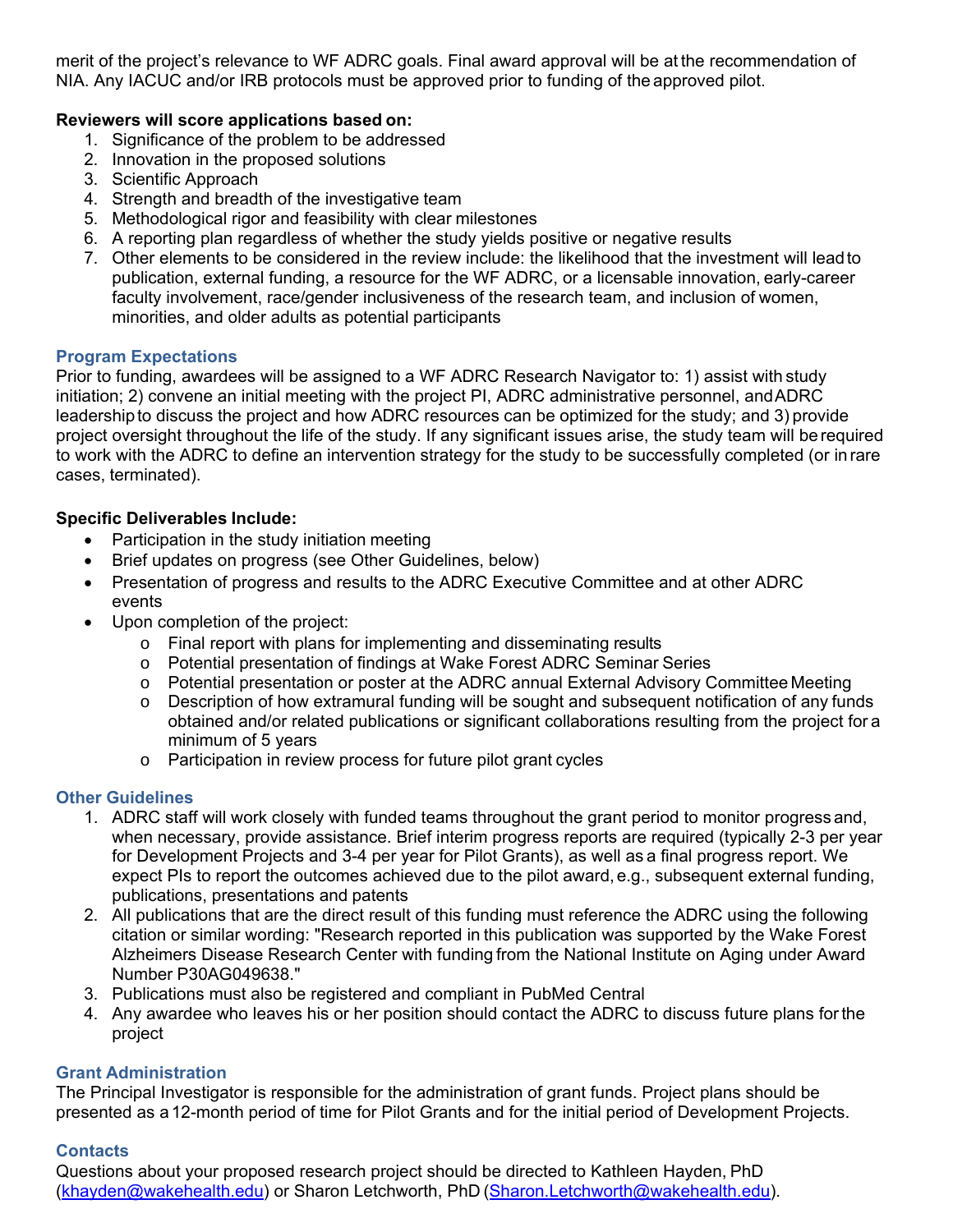merit of the project's relevance to WF ADRC goals. Final award approval will be at the recommendation of NIA. Any IACUC and/or IRB protocols must be approved prior to funding of the approved pilot.

**Reviewers will score applications based on:**

1. Significance of the problem to be addressed
2. Innovation in the proposed solutions
3. Scientific Approach
4. Strength and breadth of the investigative team
5. Methodological rigor and feasibility with clear milestones
6. A reporting plan regardless of whether the study yields positive or negative results
7. Other elements to be considered in the review include: the likelihood that the investment will lead to publication, external funding, a resource for the WF ADRC, or a licensable innovation, early-career faculty involvement, race/gender inclusiveness of the research team, and inclusion of women, minorities, and older adults as potential participants

## Program Expectations

Prior to funding, awardees will be assigned to a WF ADRC Research Navigator to: 1) assist with study initiation; 2) convene an initial meeting with the project PI, ADRC administrative personnel, and ADRC leadership to discuss the project and how ADRC resources can be optimized for the study; and 3) provide project oversight throughout the life of the study. If any significant issues arise, the study team will be required to work with the ADRC to define an intervention strategy for the study to be successfully completed (or in rare cases, terminated).

**Specific Deliverables Include:**

- Participation in the study initiation meeting
- Brief updates on progress (see Other Guidelines, below)
- Presentation of progress and results to the ADRC Executive Committee and at other ADRC events
- Upon completion of the project:
  - Final report with plans for implementing and disseminating results
  - Potential presentation of findings at Wake Forest ADRC Seminar Series
  - Potential presentation or poster at the ADRC annual External Advisory Committee Meeting
  - Description of how extramural funding will be sought and subsequent notification of any funds obtained and/or related publications or significant collaborations resulting from the project for a minimum of 5 years
  - Participation in review process for future pilot grant cycles

## Other Guidelines

1. ADRC staff will work closely with funded teams throughout the grant period to monitor progress and, when necessary, provide assistance. Brief interim progress reports are required (typically 2-3 per year for Development Projects and 3-4 per year for Pilot Grants), as well as a final progress report. We expect PIs to report the outcomes achieved due to the pilot award, e.g., subsequent external funding, publications, presentations and patents
2. All publications that are the direct result of this funding must reference the ADRC using the following citation or similar wording: "Research reported in this publication was supported by the Wake Forest Alzheimers Disease Research Center with funding from the National Institute on Aging under Award Number P30AG049638."
3. Publications must also be registered and compliant in PubMed Central
4. Any awardee who leaves his or her position should contact the ADRC to discuss future plans for the project

## Grant Administration

The Principal Investigator is responsible for the administration of grant funds. Project plans should be presented as a 12-month period of time for Pilot Grants and for the initial period of Development Projects.

## Contacts

Questions about your proposed research project should be directed to Kathleen Hayden, PhD (khayden@wakehealth.edu) or Sharon Letchworth, PhD (Sharon.Letchworth@wakehealth.edu).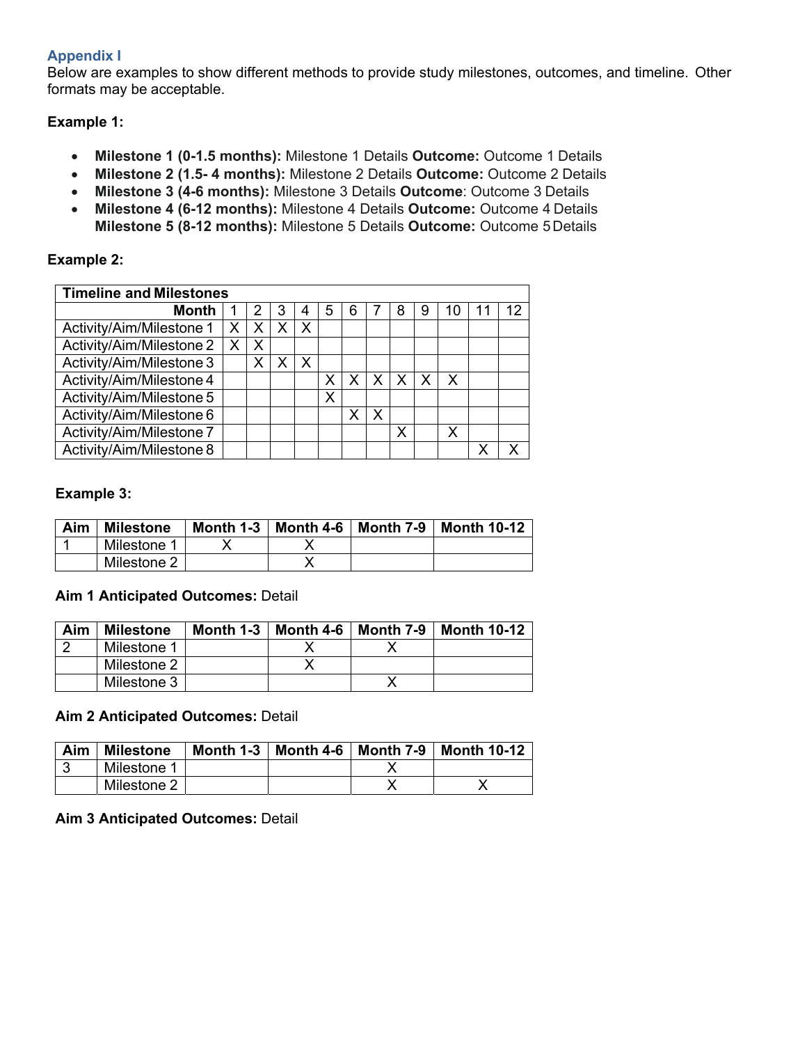### Appendix I

Below are examples to show different methods to provide study milestones, outcomes, and timeline. Other formats may be acceptable.

**Example 1:**

- **Milestone 1 (0-1.5 months):** Milestone 1 Details **Outcome:** Outcome 1 Details
- **Milestone 2 (1.5- 4 months):** Milestone 2 Details **Outcome:** Outcome 2 Details
- **Milestone 3 (4-6 months):** Milestone 3 Details **Outcome**: Outcome 3 Details
- **Milestone 4 (6-12 months):** Milestone 4 Details **Outcome:** Outcome 4 Details
  **Milestone 5 (8-12 months):** Milestone 5 Details **Outcome:** Outcome 5 Details

**Example 2:**

| **Timeline and Milestones** | | | | | | | | | | | | |
|---|---|---|---|---|---|---|---|---|---|---|---|---|
| **Month** | 1 | 2 | 3 | 4 | 5 | 6 | 7 | 8 | 9 | 10 | 11 | 12 |
| Activity/Aim/Milestone 1 | X | X | X | X | | | | | | | | |
| Activity/Aim/Milestone 2 | X | X | | | | | | | | | | |
| Activity/Aim/Milestone 3 | | X | X | X | | | | | | | | |
| Activity/Aim/Milestone 4 | | | | | X | X | X | X | X | X | | |
| Activity/Aim/Milestone 5 | | | | | X | | | | | | | |
| Activity/Aim/Milestone 6 | | | | | | X | X | | | | | |
| Activity/Aim/Milestone 7 | | | | | | | | X | | X | | |
| Activity/Aim/Milestone 8 | | | | | | | | | | | X | X |

**Example 3:**

| Aim | Milestone | Month 1-3 | Month 4-6 | Month 7-9 | Month 10-12 |
|---|---|---|---|---|---|
| 1 | Milestone 1 | X | X | | |
| | Milestone 2 | | X | | |

**Aim 1 Anticipated Outcomes:** Detail

| Aim | Milestone | Month 1-3 | Month 4-6 | Month 7-9 | Month 10-12 |
|---|---|---|---|---|---|
| 2 | Milestone 1 | | X | X | |
| | Milestone 2 | | X | | |
| | Milestone 3 | | | X | |

**Aim 2 Anticipated Outcomes:** Detail

| Aim | Milestone | Month 1-3 | Month 4-6 | Month 7-9 | Month 10-12 |
|---|---|---|---|---|---|
| 3 | Milestone 1 | | | X | |
| | Milestone 2 | | | X | X |

**Aim 3 Anticipated Outcomes:** Detail